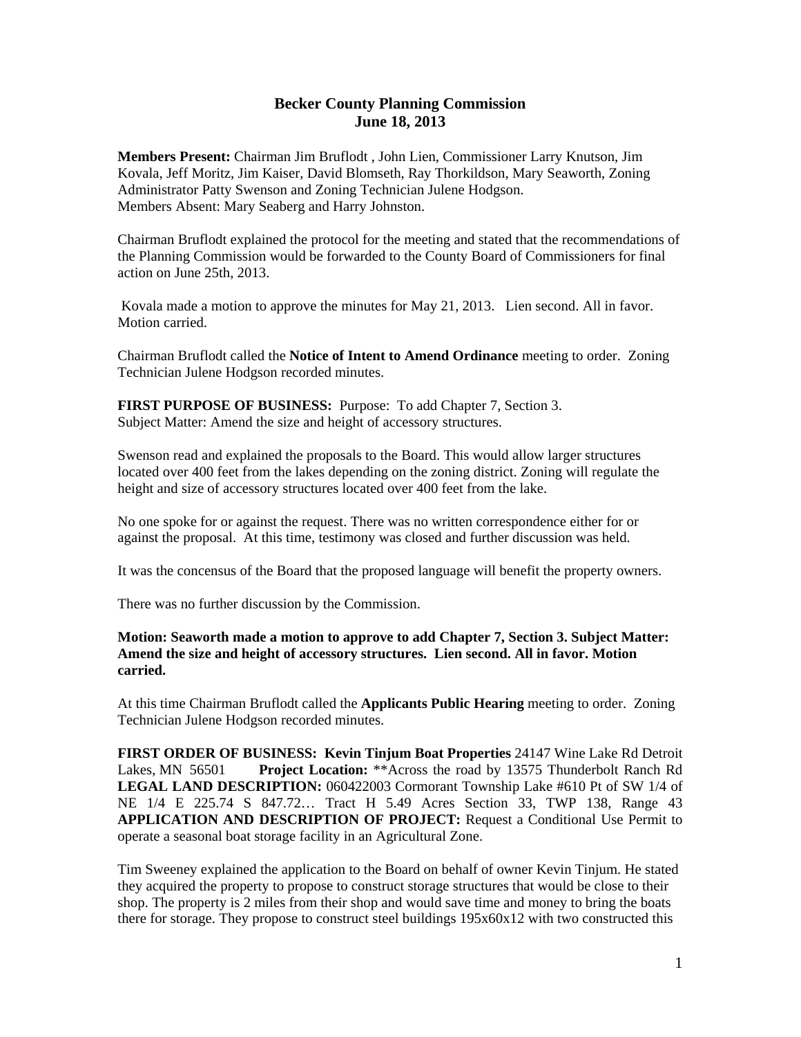# Becker County Planning Commission
## June 18, 2013

**Members Present:** Chairman Jim Bruflodt , John Lien, Commissioner Larry Knutson, Jim Kovala, Jeff Moritz, Jim Kaiser, David Blomseth, Ray Thorkildson, Mary Seaworth, Zoning Administrator Patty Swenson and Zoning Technician Julene Hodgson.
Members Absent: Mary Seaberg and Harry Johnston.

Chairman Bruflodt explained the protocol for the meeting and stated that the recommendations of the Planning Commission would be forwarded to the County Board of Commissioners for final action on June 25th, 2013.

Kovala made a motion to approve the minutes for May 21, 2013. Lien second. All in favor. Motion carried.

Chairman Bruflodt called the **Notice of Intent to Amend Ordinance** meeting to order. Zoning Technician Julene Hodgson recorded minutes.

**FIRST PURPOSE OF BUSINESS:** Purpose: To add Chapter 7, Section 3.
Subject Matter: Amend the size and height of accessory structures.

Swenson read and explained the proposals to the Board. This would allow larger structures located over 400 feet from the lakes depending on the zoning district. Zoning will regulate the height and size of accessory structures located over 400 feet from the lake.

No one spoke for or against the request. There was no written correspondence either for or against the proposal. At this time, testimony was closed and further discussion was held.

It was the concensus of the Board that the proposed language will benefit the property owners.

There was no further discussion by the Commission.

**Motion: Seaworth made a motion to approve to add Chapter 7, Section 3. Subject Matter: Amend the size and height of accessory structures. Lien second. All in favor. Motion carried.**

At this time Chairman Bruflodt called the **Applicants Public Hearing** meeting to order. Zoning Technician Julene Hodgson recorded minutes.

**FIRST ORDER OF BUSINESS: Kevin Tinjum Boat Properties** 24147 Wine Lake Rd Detroit Lakes, MN 56501 **Project Location:** **Across the road by 13575 Thunderbolt Ranch Rd **LEGAL LAND DESCRIPTION:** 060422003 Cormorant Township Lake #610 Pt of SW 1/4 of NE 1/4 E 225.74 S 847.72… Tract H 5.49 Acres Section 33, TWP 138, Range 43 **APPLICATION AND DESCRIPTION OF PROJECT:** Request a Conditional Use Permit to operate a seasonal boat storage facility in an Agricultural Zone.

Tim Sweeney explained the application to the Board on behalf of owner Kevin Tinjum. He stated they acquired the property to propose to construct storage structures that would be close to their shop. The property is 2 miles from their shop and would save time and money to bring the boats there for storage. They propose to construct steel buildings 195x60x12 with two constructed this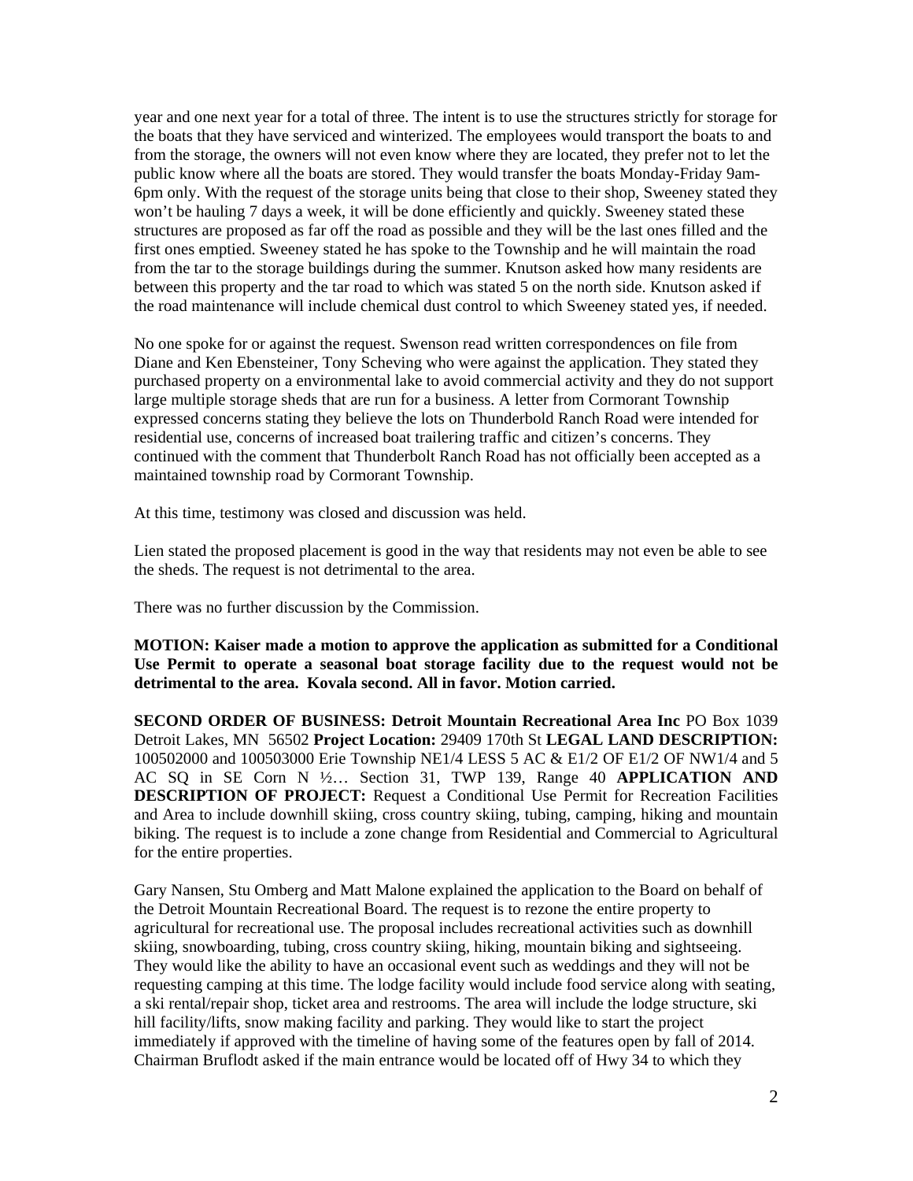year and one next year for a total of three. The intent is to use the structures strictly for storage for the boats that they have serviced and winterized. The employees would transport the boats to and from the storage, the owners will not even know where they are located, they prefer not to let the public know where all the boats are stored. They would transfer the boats Monday-Friday 9am-6pm only. With the request of the storage units being that close to their shop, Sweeney stated they won't be hauling 7 days a week, it will be done efficiently and quickly. Sweeney stated these structures are proposed as far off the road as possible and they will be the last ones filled and the first ones emptied. Sweeney stated he has spoke to the Township and he will maintain the road from the tar to the storage buildings during the summer. Knutson asked how many residents are between this property and the tar road to which was stated 5 on the north side. Knutson asked if the road maintenance will include chemical dust control to which Sweeney stated yes, if needed.

No one spoke for or against the request. Swenson read written correspondences on file from Diane and Ken Ebensteiner, Tony Scheving who were against the application. They stated they purchased property on a environmental lake to avoid commercial activity and they do not support large multiple storage sheds that are run for a business. A letter from Cormorant Township expressed concerns stating they believe the lots on Thunderbold Ranch Road were intended for residential use, concerns of increased boat trailering traffic and citizen's concerns. They continued with the comment that Thunderbolt Ranch Road has not officially been accepted as a maintained township road by Cormorant Township.

At this time, testimony was closed and discussion was held.

Lien stated the proposed placement is good in the way that residents may not even be able to see the sheds. The request is not detrimental to the area.

There was no further discussion by the Commission.

**MOTION: Kaiser made a motion to approve the application as submitted for a Conditional Use Permit to operate a seasonal boat storage facility due to the request would not be detrimental to the area. Kovala second. All in favor. Motion carried.**

**SECOND ORDER OF BUSINESS: Detroit Mountain Recreational Area Inc** PO Box 1039 Detroit Lakes, MN 56502 **Project Location:** 29409 170th St **LEGAL LAND DESCRIPTION:** 100502000 and 100503000 Erie Township NE1/4 LESS 5 AC & E1/2 OF E1/2 OF NW1/4 and 5 AC SQ in SE Corn N ½… Section 31, TWP 139, Range 40 **APPLICATION AND DESCRIPTION OF PROJECT:** Request a Conditional Use Permit for Recreation Facilities and Area to include downhill skiing, cross country skiing, tubing, camping, hiking and mountain biking. The request is to include a zone change from Residential and Commercial to Agricultural for the entire properties.

Gary Nansen, Stu Omberg and Matt Malone explained the application to the Board on behalf of the Detroit Mountain Recreational Board. The request is to rezone the entire property to agricultural for recreational use. The proposal includes recreational activities such as downhill skiing, snowboarding, tubing, cross country skiing, hiking, mountain biking and sightseeing. They would like the ability to have an occasional event such as weddings and they will not be requesting camping at this time. The lodge facility would include food service along with seating, a ski rental/repair shop, ticket area and restrooms. The area will include the lodge structure, ski hill facility/lifts, snow making facility and parking. They would like to start the project immediately if approved with the timeline of having some of the features open by fall of 2014. Chairman Bruflodt asked if the main entrance would be located off of Hwy 34 to which they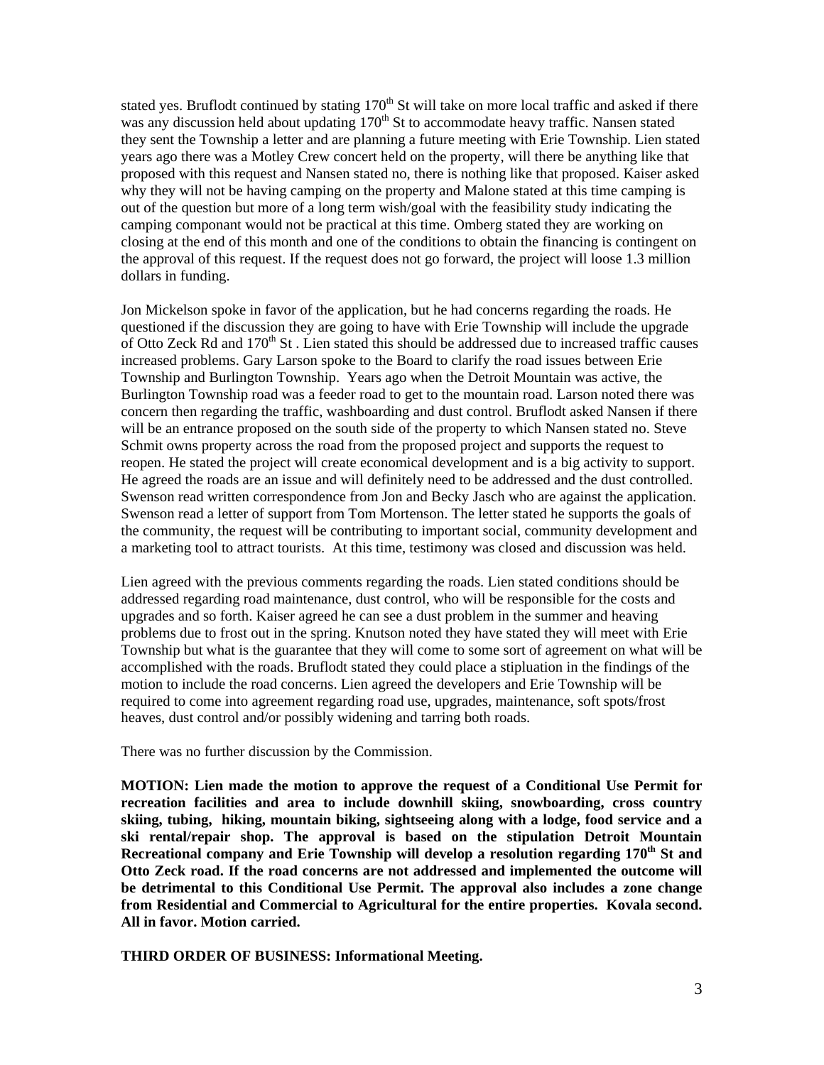stated yes. Bruflodt continued by stating 170th St will take on more local traffic and asked if there was any discussion held about updating 170th St to accommodate heavy traffic. Nansen stated they sent the Township a letter and are planning a future meeting with Erie Township. Lien stated years ago there was a Motley Crew concert held on the property, will there be anything like that proposed with this request and Nansen stated no, there is nothing like that proposed. Kaiser asked why they will not be having camping on the property and Malone stated at this time camping is out of the question but more of a long term wish/goal with the feasibility study indicating the camping componant would not be practical at this time. Omberg stated they are working on closing at the end of this month and one of the conditions to obtain the financing is contingent on the approval of this request. If the request does not go forward, the project will loose 1.3 million dollars in funding.

Jon Mickelson spoke in favor of the application, but he had concerns regarding the roads. He questioned if the discussion they are going to have with Erie Township will include the upgrade of Otto Zeck Rd and 170th St . Lien stated this should be addressed due to increased traffic causes increased problems. Gary Larson spoke to the Board to clarify the road issues between Erie Township and Burlington Township. Years ago when the Detroit Mountain was active, the Burlington Township road was a feeder road to get to the mountain road. Larson noted there was concern then regarding the traffic, washboarding and dust control. Bruflodt asked Nansen if there will be an entrance proposed on the south side of the property to which Nansen stated no. Steve Schmit owns property across the road from the proposed project and supports the request to reopen. He stated the project will create economical development and is a big activity to support. He agreed the roads are an issue and will definitely need to be addressed and the dust controlled. Swenson read written correspondence from Jon and Becky Jasch who are against the application. Swenson read a letter of support from Tom Mortenson. The letter stated he supports the goals of the community, the request will be contributing to important social, community development and a marketing tool to attract tourists. At this time, testimony was closed and discussion was held.

Lien agreed with the previous comments regarding the roads. Lien stated conditions should be addressed regarding road maintenance, dust control, who will be responsible for the costs and upgrades and so forth. Kaiser agreed he can see a dust problem in the summer and heaving problems due to frost out in the spring. Knutson noted they have stated they will meet with Erie Township but what is the guarantee that they will come to some sort of agreement on what will be accomplished with the roads. Bruflodt stated they could place a stipluation in the findings of the motion to include the road concerns. Lien agreed the developers and Erie Township will be required to come into agreement regarding road use, upgrades, maintenance, soft spots/frost heaves, dust control and/or possibly widening and tarring both roads.

There was no further discussion by the Commission.

**MOTION: Lien made the motion to approve the request of a Conditional Use Permit for recreation facilities and area to include downhill skiing, snowboarding, cross country skiing, tubing, hiking, mountain biking, sightseeing along with a lodge, food service and a ski rental/repair shop. The approval is based on the stipulation Detroit Mountain Recreational company and Erie Township will develop a resolution regarding 170th St and Otto Zeck road. If the road concerns are not addressed and implemented the outcome will be detrimental to this Conditional Use Permit. The approval also includes a zone change from Residential and Commercial to Agricultural for the entire properties. Kovala second. All in favor. Motion carried.**

**THIRD ORDER OF BUSINESS: Informational Meeting.**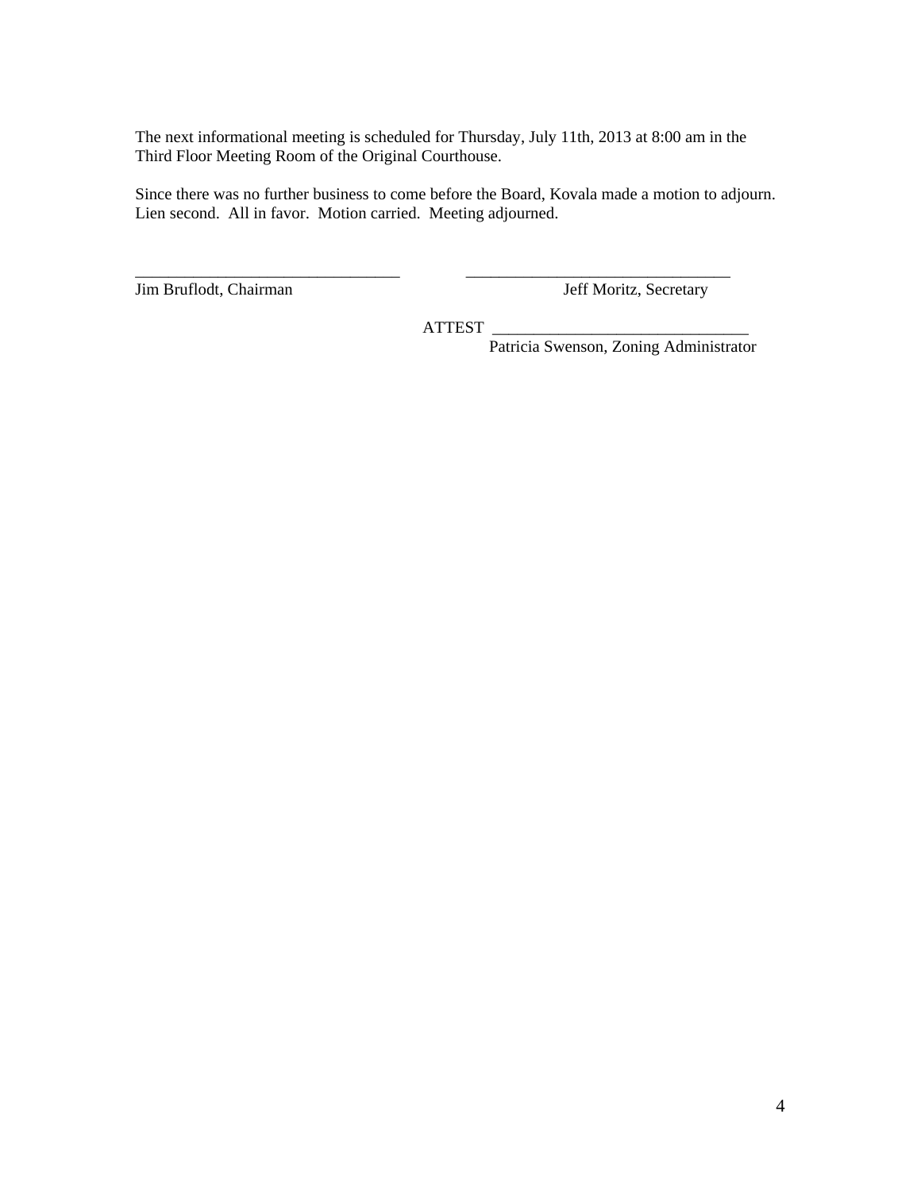The next informational meeting is scheduled for Thursday, July 11th, 2013 at 8:00 am in the Third Floor Meeting Room of the Original Courthouse.

Since there was no further business to come before the Board, Kovala made a motion to adjourn. Lien second. All in favor. Motion carried. Meeting adjourned.

_________________________________ _________________________________

Jim Bruflodt, Chairman Jeff Moritz, Secretary

ATTEST _______________________________

Patricia Swenson, Zoning Administrator